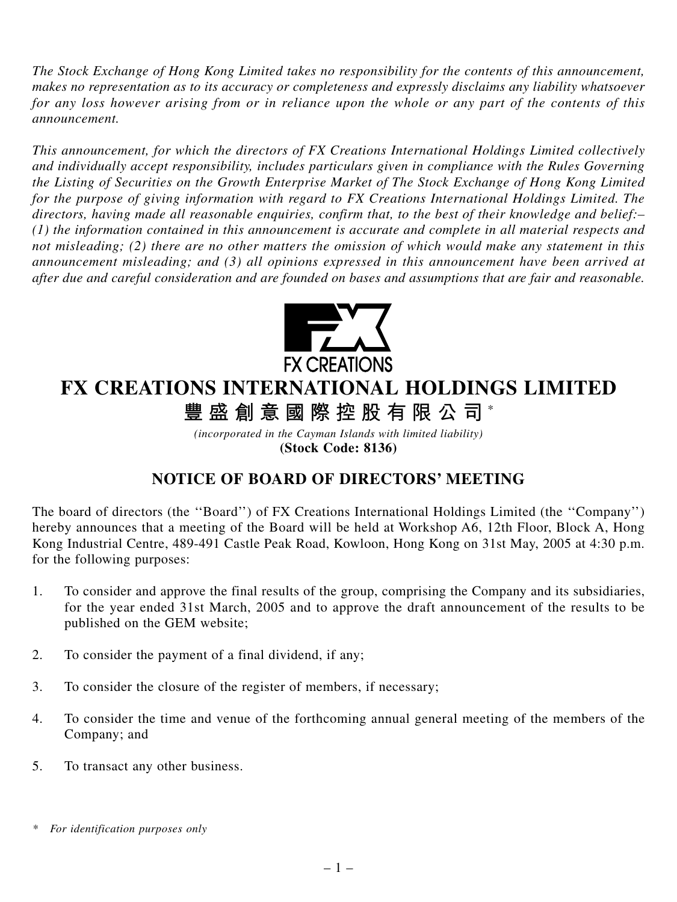*The Stock Exchange of Hong Kong Limited takes no responsibility for the contents of this announcement, makes no representation as to its accuracy or completeness and expressly disclaims any liability whatsoever for any loss however arising from or in reliance upon the whole or any part of the contents of this announcement.*

*This announcement, for which the directors of FX Creations International Holdings Limited collectively and individually accept responsibility, includes particulars given in compliance with the Rules Governing the Listing of Securities on the Growth Enterprise Market of The Stock Exchange of Hong Kong Limited for the purpose of giving information with regard to FX Creations International Holdings Limited. The directors, having made all reasonable enquiries, confirm that, to the best of their knowledge and belief:– (1) the information contained in this announcement is accurate and complete in all material respects and not misleading; (2) there are no other matters the omission of which would make any statement in this announcement misleading; and (3) all opinions expressed in this announcement have been arrived at after due and careful consideration and are founded on bases and assumptions that are fair and reasonable.*

FX CREATIONS

# FX CREATIONS INTERNATIONAL HOLDINGS LIMITED

## 豐盛創意國際控股有限公司*

*(incorporated in the Cayman Islands with limited liability)*

**(Stock Code: 8136)**

## NOTICE OF BOARD OF DIRECTORS' MEETING

The board of directors (the ''Board'') of FX Creations International Holdings Limited (the ''Company'') hereby announces that a meeting of the Board will be held at Workshop A6, 12th Floor, Block A, Hong Kong Industrial Centre, 489-491 Castle Peak Road, Kowloon, Hong Kong on 31st May, 2005 at 4:30 p.m. for the following purposes:

1. To consider and approve the final results of the group, comprising the Company and its subsidiaries, for the year ended 31st March, 2005 and to approve the draft announcement of the results to be published on the GEM website;

2. To consider the payment of a final dividend, if any;

3. To consider the closure of the register of members, if necessary;

4. To consider the time and venue of the forthcoming annual general meeting of the members of the Company; and

5. To transact any other business.

\* *For identification purposes only*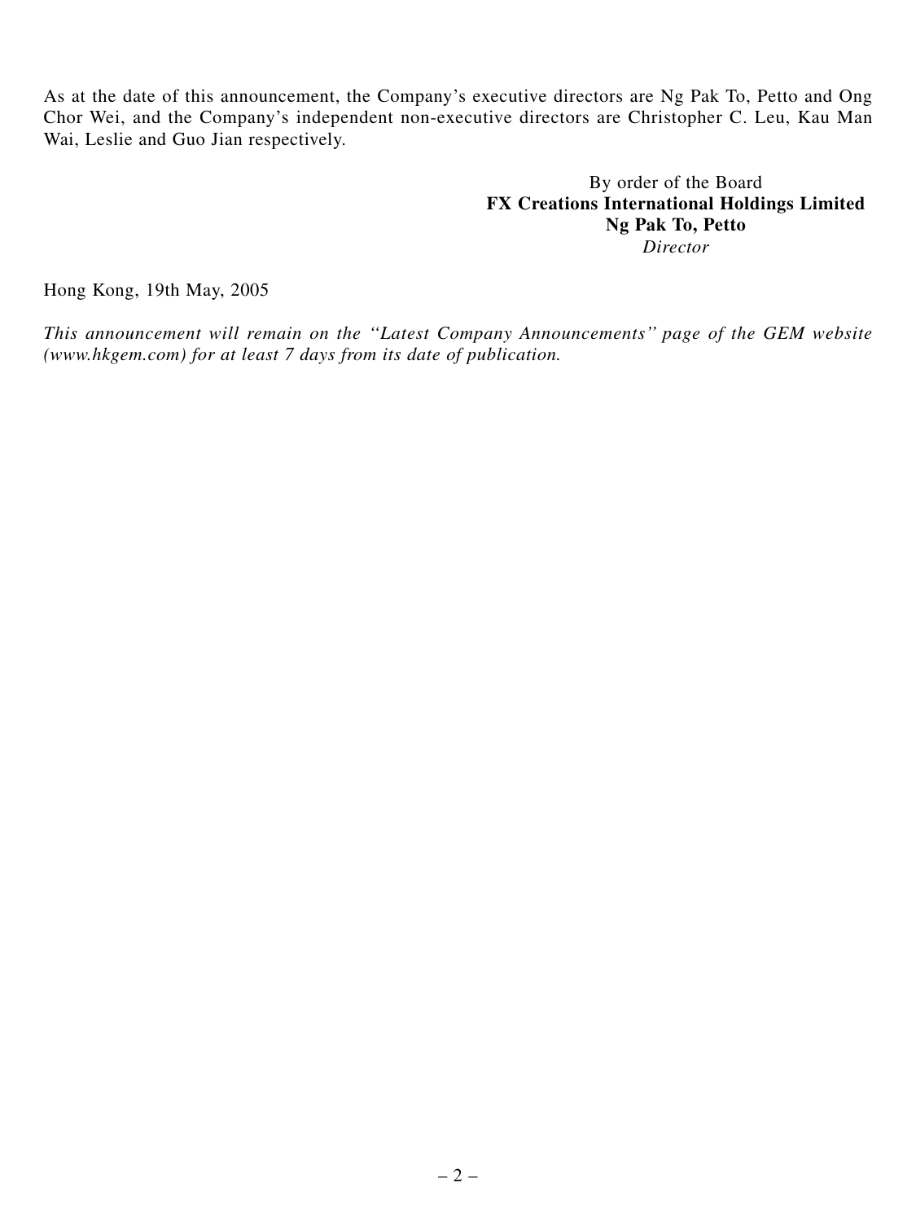As at the date of this announcement, the Company's executive directors are Ng Pak To, Petto and Ong Chor Wei, and the Company's independent non-executive directors are Christopher C. Leu, Kau Man Wai, Leslie and Guo Jian respectively.

By order of the Board
**FX Creations International Holdings Limited**
**Ng Pak To, Petto**
*Director*

Hong Kong, 19th May, 2005

*This announcement will remain on the "Latest Company Announcements" page of the GEM website (www.hkgem.com) for at least 7 days from its date of publication.*